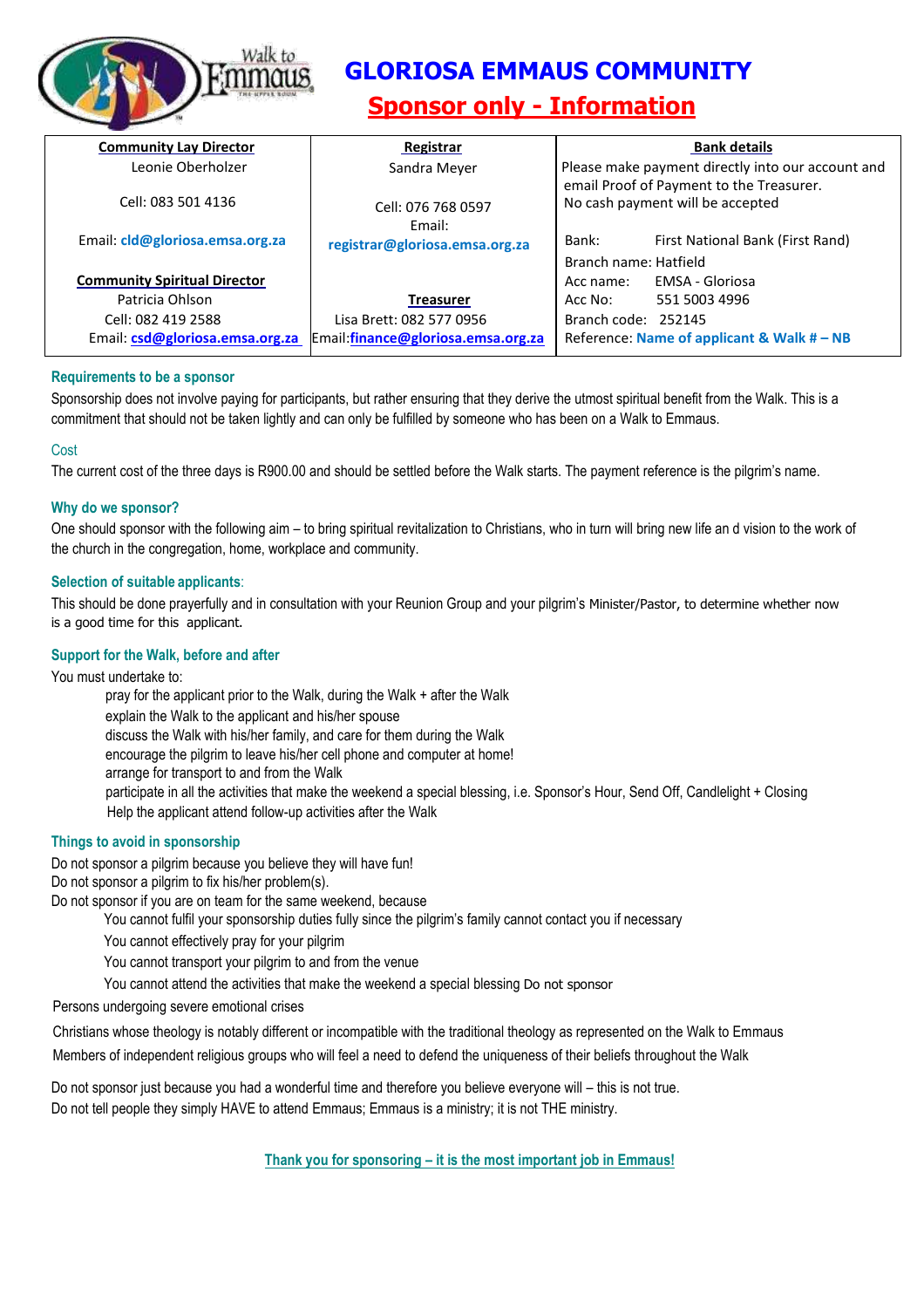# GLORIOSA EMMAUS COMMUNITY

## Sponsor only - Information

| Community Lay Director | Registrar | Bank details |
|---|---|---|
| Leonie Oberholzer<br>Cell: 083 501 4136<br>Email: cld@gloriosa.emsa.org.za | Sandra Meyer<br>Cell: 076 768 0597<br>Email: registrar@gloriosa.emsa.org.za | Please make payment directly into our account and email Proof of Payment to the Treasurer.<br>No cash payment will be accepted<br><br>Bank: First National Bank (First Rand)<br>Branch name: Hatfield<br>Acc name: EMSA - Gloriosa<br>Acc No: 551 5003 4996<br>Branch code: 252145<br>Reference: Name of applicant & Walk # – NB |
| **Community Spiritual Director**<br>Patricia Ohlson<br>Cell: 082 419 2588<br>Email: csd@gloriosa.emsa.org.za | **Treasurer**<br>Lisa Brett: 082 577 0956<br>Email:finance@gloriosa.emsa.org.za | |

### Requirements to be a sponsor

Sponsorship does not involve paying for participants, but rather ensuring that they derive the utmost spiritual benefit from the Walk. This is a commitment that should not be taken lightly and can only be fulfilled by someone who has been on a Walk to Emmaus.

### Cost

The current cost of the three days is R900.00 and should be settled before the Walk starts. The payment reference is the pilgrim's name.

### Why do we sponsor?

One should sponsor with the following aim – to bring spiritual revitalization to Christians, who in turn will bring new life an d vision to the work of the church in the congregation, home, workplace and community.

### Selection of suitable applicants:

This should be done prayerfully and in consultation with your Reunion Group and your pilgrim's Minister/Pastor, to determine whether now is a good time for this applicant.

### Support for the Walk, before and after

You must undertake to:

- pray for the applicant prior to the Walk, during the Walk + after the Walk
- explain the Walk to the applicant and his/her spouse
- discuss the Walk with his/her family, and care for them during the Walk
- encourage the pilgrim to leave his/her cell phone and computer at home!
- arrange for transport to and from the Walk
- participate in all the activities that make the weekend a special blessing, i.e. Sponsor's Hour, Send Off, Candlelight + Closing
- Help the applicant attend follow-up activities after the Walk

### Things to avoid in sponsorship

Do not sponsor a pilgrim because you believe they will have fun!
Do not sponsor a pilgrim to fix his/her problem(s).
Do not sponsor if you are on team for the same weekend, because

- You cannot fulfil your sponsorship duties fully since the pilgrim's family cannot contact you if necessary
- You cannot effectively pray for your pilgrim
- You cannot transport your pilgrim to and from the venue
- You cannot attend the activities that make the weekend a special blessing Do not sponsor

Persons undergoing severe emotional crises

Christians whose theology is notably different or incompatible with the traditional theology as represented on the Walk to Emmaus

Members of independent religious groups who will feel a need to defend the uniqueness of their beliefs throughout the Walk

Do not sponsor just because you had a wonderful time and therefore you believe everyone will – this is not true.
Do not tell people they simply HAVE to attend Emmaus; Emmaus is a ministry; it is not THE ministry.

**Thank you for sponsoring – it is the most important job in Emmaus!**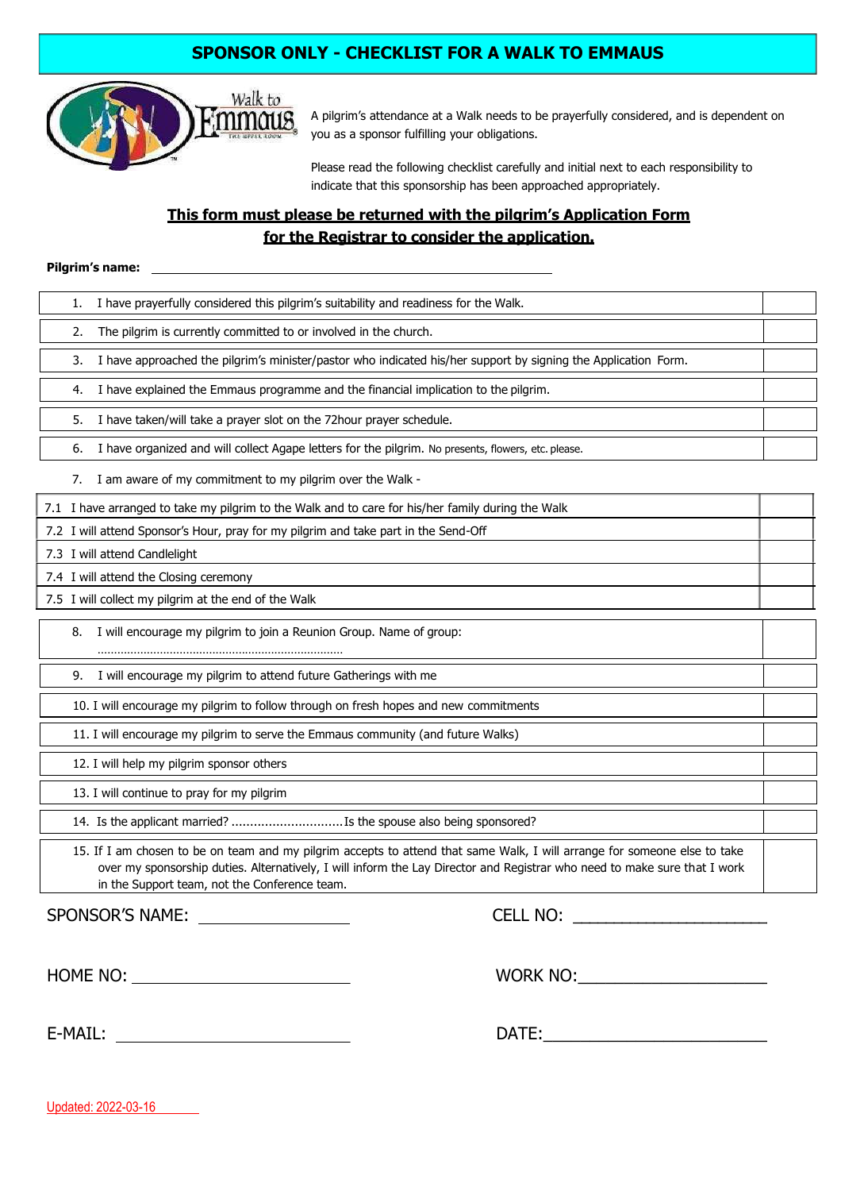# SPONSOR ONLY - CHECKLIST FOR A WALK TO EMMAUS

A pilgrim's attendance at a Walk needs to be prayerfully considered, and is dependent on you as a sponsor fulfilling your obligations.

Please read the following checklist carefully and initial next to each responsibility to indicate that this sponsorship has been approached appropriately.

**This form must please be returned with the pilgrim's Application Form for the Registrar to consider the application.**

**Pilgrim's name:** ______________________________________________

| | |
|---|---|
| 1. I have prayerfully considered this pilgrim's suitability and readiness for the Walk. | |
| 2. The pilgrim is currently committed to or involved in the church. | |
| 3. I have approached the pilgrim's minister/pastor who indicated his/her support by signing the Application Form. | |
| 4. I have explained the Emmaus programme and the financial implication to the pilgrim. | |
| 5. I have taken/will take a prayer slot on the 72hour prayer schedule. | |
| 6. I have organized and will collect Agape letters for the pilgrim. No presents, flowers, etc. please. | |
| 7. I am aware of my commitment to my pilgrim over the Walk - | |
| 7.1 I have arranged to take my pilgrim to the Walk and to care for his/her family during the Walk | |
| 7.2 I will attend Sponsor's Hour, pray for my pilgrim and take part in the Send-Off | |
| 7.3 I will attend Candlelight | |
| 7.4 I will attend the Closing ceremony | |
| 7.5 I will collect my pilgrim at the end of the Walk | |
| 8. I will encourage my pilgrim to join a Reunion Group. Name of group: ……………………………………………………………… | |
| 9. I will encourage my pilgrim to attend future Gatherings with me | |
| 10. I will encourage my pilgrim to follow through on fresh hopes and new commitments | |
| 11. I will encourage my pilgrim to serve the Emmaus community (and future Walks) | |
| 12. I will help my pilgrim sponsor others | |
| 13. I will continue to pray for my pilgrim | |
| 14. Is the applicant married? ..............................Is the spouse also being sponsored? | |
| 15. If I am chosen to be on team and my pilgrim accepts to attend that same Walk, I will arrange for someone else to take over my sponsorship duties. Alternatively, I will inform the Lay Director and Registrar who need to make sure that I work in the Support team, not the Conference team. | |

SPONSOR'S NAME: ____________________ CELL NO: ______________________

HOME NO: ____________________ WORK NO: ______________________

E-MAIL: ____________________ DATE: ______________________

Updated: 2022-03-16